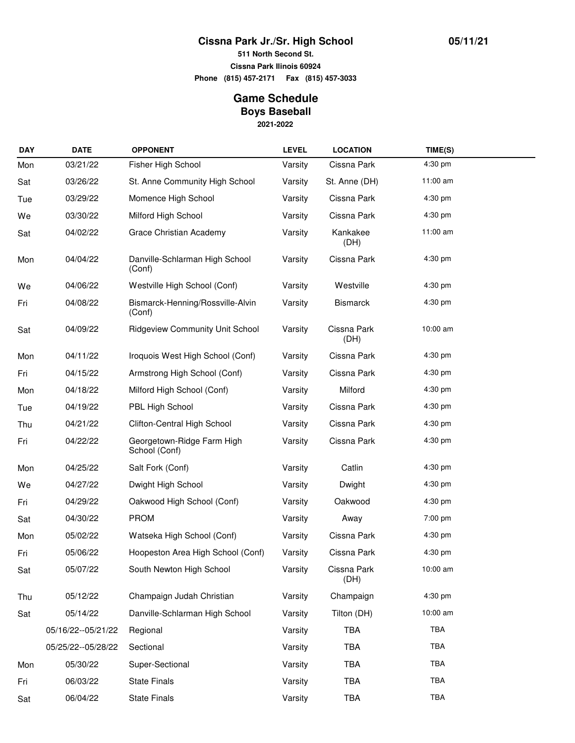# Cissna Park Jr./Sr. High School

05/11/21

**511 North Second St.**
**Cissna Park Ilinois 60924**
**Phone (815) 457-2171 Fax (815) 457-3033**

## Game Schedule
### Boys Baseball
**2021-2022**

| DAY | DATE | OPPONENT | LEVEL | LOCATION | TIME(S) |
|---|---|---|---|---|---|
| Mon | 03/21/22 | Fisher High School | Varsity | Cissna Park | 4:30 pm |
| Sat | 03/26/22 | St. Anne Community High School | Varsity | St. Anne (DH) | 11:00 am |
| Tue | 03/29/22 | Momence High School | Varsity | Cissna Park | 4:30 pm |
| We | 03/30/22 | Milford High School | Varsity | Cissna Park | 4:30 pm |
| Sat | 04/02/22 | Grace Christian Academy | Varsity | Kankakee (DH) | 11:00 am |
| Mon | 04/04/22 | Danville-Schlarman High School (Conf) | Varsity | Cissna Park | 4:30 pm |
| We | 04/06/22 | Westville High School (Conf) | Varsity | Westville | 4:30 pm |
| Fri | 04/08/22 | Bismarck-Henning/Rossville-Alvin (Conf) | Varsity | Bismarck | 4:30 pm |
| Sat | 04/09/22 | Ridgeview Community Unit School | Varsity | Cissna Park (DH) | 10:00 am |
| Mon | 04/11/22 | Iroquois West High School (Conf) | Varsity | Cissna Park | 4:30 pm |
| Fri | 04/15/22 | Armstrong High School (Conf) | Varsity | Cissna Park | 4:30 pm |
| Mon | 04/18/22 | Milford High School (Conf) | Varsity | Milford | 4:30 pm |
| Tue | 04/19/22 | PBL High School | Varsity | Cissna Park | 4:30 pm |
| Thu | 04/21/22 | Clifton-Central High School | Varsity | Cissna Park | 4:30 pm |
| Fri | 04/22/22 | Georgetown-Ridge Farm High School (Conf) | Varsity | Cissna Park | 4:30 pm |
| Mon | 04/25/22 | Salt Fork (Conf) | Varsity | Catlin | 4:30 pm |
| We | 04/27/22 | Dwight High School | Varsity | Dwight | 4:30 pm |
| Fri | 04/29/22 | Oakwood High School (Conf) | Varsity | Oakwood | 4:30 pm |
| Sat | 04/30/22 | PROM | Varsity | Away | 7:00 pm |
| Mon | 05/02/22 | Watseka High School (Conf) | Varsity | Cissna Park | 4:30 pm |
| Fri | 05/06/22 | Hoopeston Area High School (Conf) | Varsity | Cissna Park | 4:30 pm |
| Sat | 05/07/22 | South Newton High School | Varsity | Cissna Park (DH) | 10:00 am |
| Thu | 05/12/22 | Champaign Judah Christian | Varsity | Champaign | 4:30 pm |
| Sat | 05/14/22 | Danville-Schlarman High School | Varsity | Tilton (DH) | 10:00 am |
| | 05/16/22--05/21/22 | Regional | Varsity | TBA | TBA |
| | 05/25/22--05/28/22 | Sectional | Varsity | TBA | TBA |
| Mon | 05/30/22 | Super-Sectional | Varsity | TBA | TBA |
| Fri | 06/03/22 | State Finals | Varsity | TBA | TBA |
| Sat | 06/04/22 | State Finals | Varsity | TBA | TBA |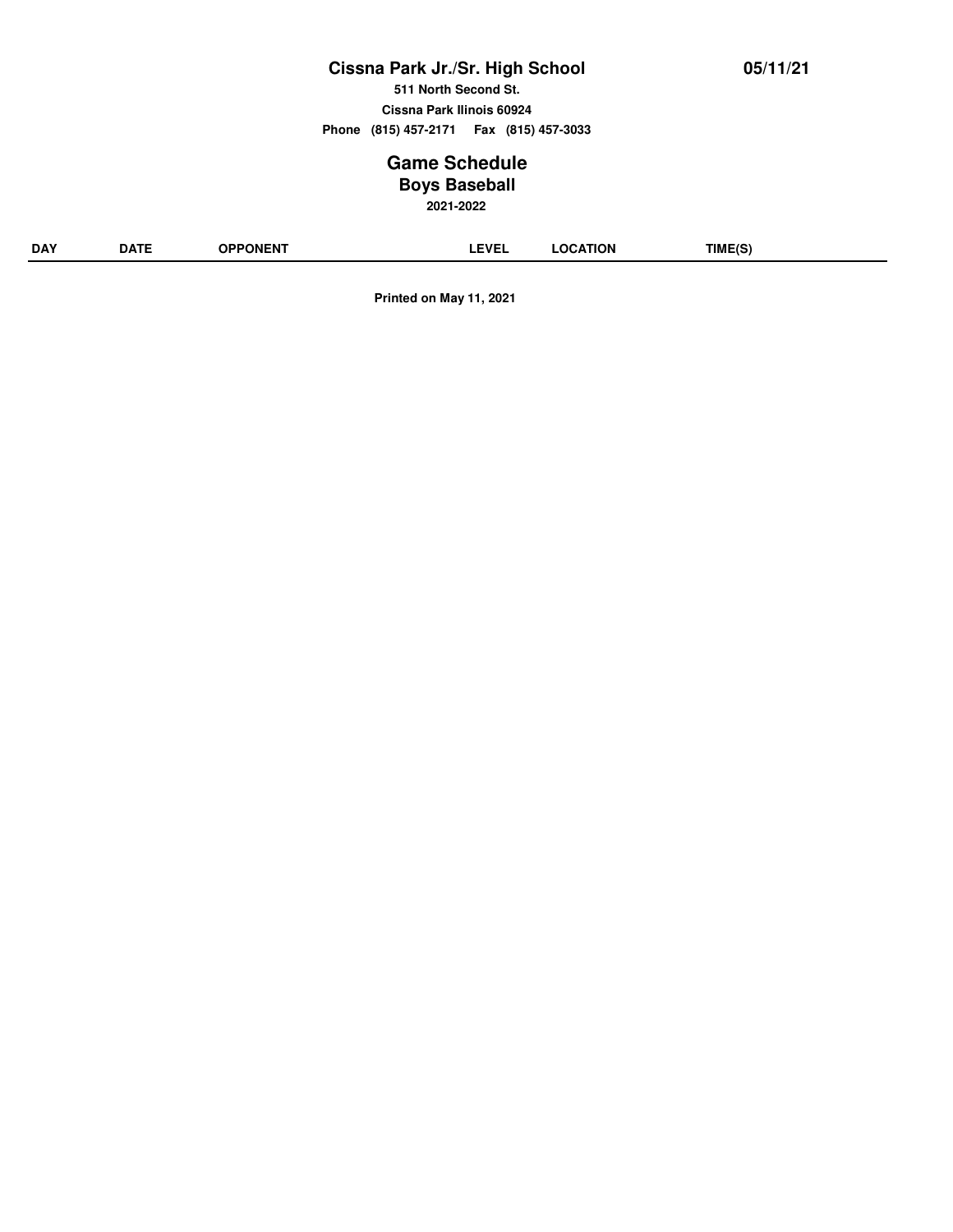# Cissna Park Jr./Sr. High School

05/11/21

**511 North Second St.**

**Cissna Park Ilinois 60924**

**Phone (815) 457-2171 Fax (815) 457-3033**

## Game Schedule

### Boys Baseball

**2021-2022**

| DAY | DATE | OPPONENT | LEVEL | LOCATION | TIME(S) |
|---|---|---|---|---|---|

**Printed on May 11, 2021**